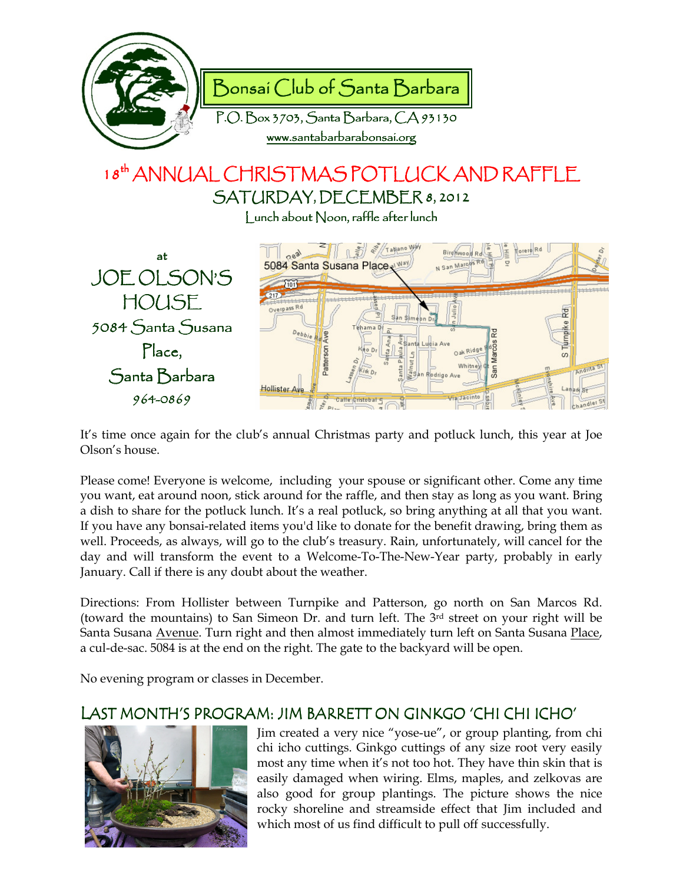# Bonsai Club of Santa Barbara

P.O. Box 3703, Santa Barbara, CA 93130

www.santabarbarabonsai.org

## 18th ANNUAL CHRISTMAS POTLUCK AND RAFFLE

### SATURDAY, DECEMBER 8, 2012

Lunch about Noon, raffle after lunch

at

**JOE OLSON'S HOUSE**

5084 Santa Susana Place, Santa Barbara

964-0869

It's time once again for the club's annual Christmas party and potluck lunch, this year at Joe Olson's house.

Please come! Everyone is welcome, including your spouse or significant other. Come any time you want, eat around noon, stick around for the raffle, and then stay as long as you want. Bring a dish to share for the potluck lunch. It's a real potluck, so bring anything at all that you want. If you have any bonsai-related items you'd like to donate for the benefit drawing, bring them as well. Proceeds, as always, will go to the club's treasury. Rain, unfortunately, will cancel for the day and will transform the event to a Welcome-To-The-New-Year party, probably in early January. Call if there is any doubt about the weather.

Directions: From Hollister between Turnpike and Patterson, go north on San Marcos Rd. (toward the mountains) to San Simeon Dr. and turn left. The 3rd street on your right will be Santa Susana Avenue. Turn right and then almost immediately turn left on Santa Susana Place, a cul-de-sac. 5084 is at the end on the right. The gate to the backyard will be open.

No evening program or classes in December.

## LAST MONTH'S PROGRAM: JIM BARRETT ON GINKGO 'CHI CHI ICHO'

Jim created a very nice "yose-ue", or group planting, from chi chi icho cuttings. Ginkgo cuttings of any size root very easily most any time when it's not too hot. They have thin skin that is easily damaged when wiring. Elms, maples, and zelkovas are also good for group plantings. The picture shows the nice rocky shoreline and streamside effect that Jim included and which most of us find difficult to pull off successfully.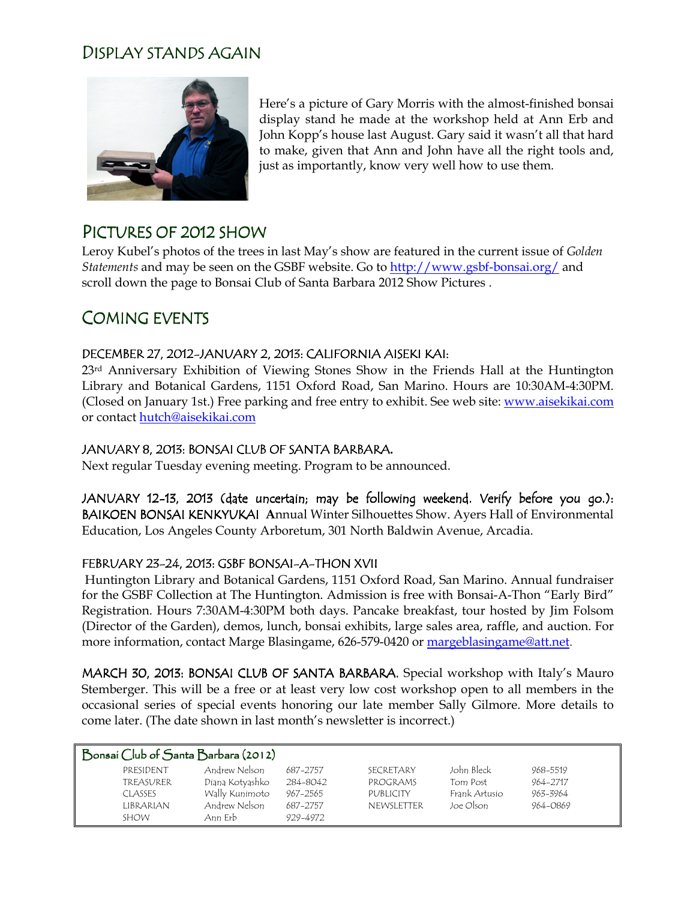## Display stands again

Here's a picture of Gary Morris with the almost-finished bonsai display stand he made at the workshop held at Ann Erb and John Kopp's house last August. Gary said it wasn't all that hard to make, given that Ann and John have all the right tools and, just as importantly, know very well how to use them.

## Pictures of 2012 show

Leroy Kubel's photos of the trees in last May's show are featured in the current issue of *Golden Statements* and may be seen on the GSBF website. Go to [http://www.gsbf-bonsai.org/](http://www.gsbf-bonsai.org/) and scroll down the page to Bonsai Club of Santa Barbara 2012 Show Pictures .

## Coming events

### December 27, 2012-January 2, 2013: California Aiseki Kai:

23rd Anniversary Exhibition of Viewing Stones Show in the Friends Hall at the Huntington Library and Botanical Gardens, 1151 Oxford Road, San Marino. Hours are 10:30AM-4:30PM. (Closed on January 1st.) Free parking and free entry to exhibit. See web site: [www.aisekikai.com](www.aisekikai.com) or contact [hutch@aisekikai.com](mailto:hutch@aisekikai.com)

### January 8, 2013: Bonsai Club of Santa Barbara.

Next regular Tuesday evening meeting. Program to be announced.

**JANUARY 12-13, 2013 (date uncertain; may be following weekend. Verify before you go.): BAIKOEN BONSAI KENKYUKAI A**nnual Winter Silhouettes Show. Ayers Hall of Environmental Education, Los Angeles County Arboretum, 301 North Baldwin Avenue, Arcadia.

### February 23-24, 2013: GSBF Bonsai-A-Thon XVII

Huntington Library and Botanical Gardens, 1151 Oxford Road, San Marino. Annual fundraiser for the GSBF Collection at The Huntington. Admission is free with Bonsai-A-Thon "Early Bird" Registration. Hours 7:30AM-4:30PM both days. Pancake breakfast, tour hosted by Jim Folsom (Director of the Garden), demos, lunch, bonsai exhibits, large sales area, raffle, and auction. For more information, contact Marge Blasingame, 626-579-0420 or [margeblasingame@att.net](mailto:margeblasingame@att.net).

**MARCH 30, 2013: BONSAI CLUB OF SANTA BARBARA.** Special workshop with Italy's Mauro Stemberger. This will be a free or at least very low cost workshop open to all members in the occasional series of special events honoring our late member Sally Gilmore. More details to come later. (The date shown in last month's newsletter is incorrect.)

**Bonsai Club of Santa Barbara (2012)**

| | | | | | |
|---|---|---|---|---|---|
| PRESIDENT | Andrew Nelson | 687-2757 | SECRETARY | John Bleck | 968-5519 |
| TREASURER | Diana Kotyashko | 284-8042 | PROGRAMS | Tom Post | 964-2717 |
| CLASSES | Wally Kunimoto | 967-2565 | PUBLICITY | Frank Artusio | 963-3964 |
| LIBRARIAN | Andrew Nelson | 687-2757 | NEWSLETTER | Joe Olson | 964-0869 |
| SHOW | Ann Erb | 929-4972 | | | |